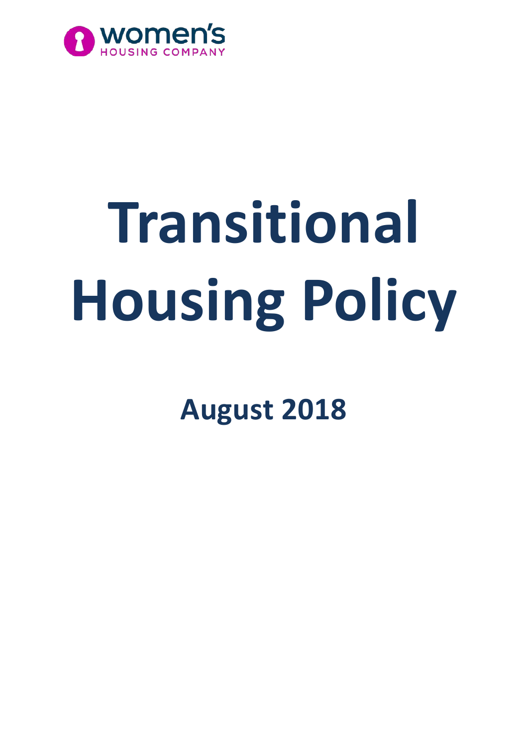women's
HOUSING COMPANY

# Transitional Housing Policy

## August 2018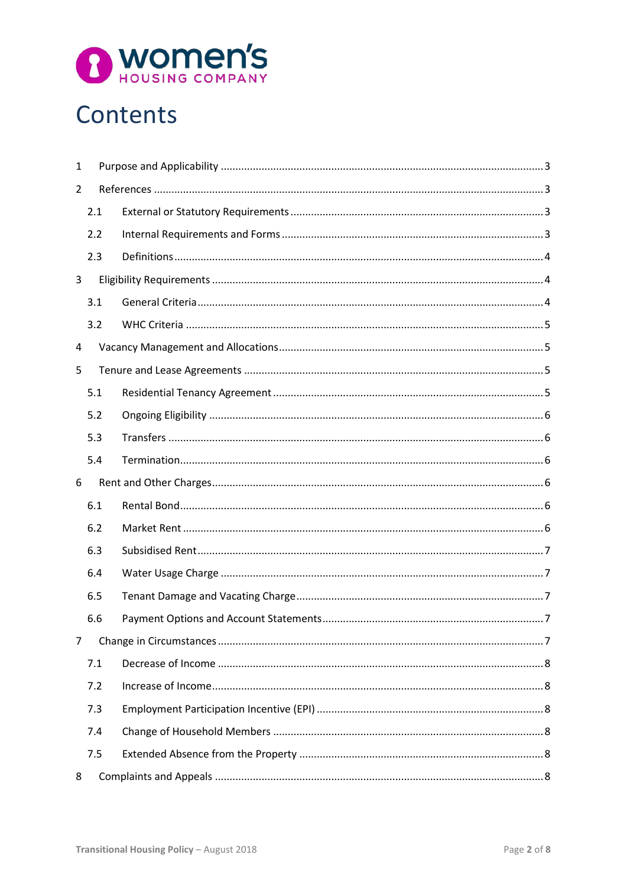# Contents

1 Purpose and Applicability ..... 3

2 References ..... 3

- 2.1 External or Statutory Requirements ..... 3
- 2.2 Internal Requirements and Forms ..... 3
- 2.3 Definitions ..... 4

3 Eligibility Requirements ..... 4

- 3.1 General Criteria ..... 4
- 3.2 WHC Criteria ..... 5

4 Vacancy Management and Allocations ..... 5

5 Tenure and Lease Agreements ..... 5

- 5.1 Residential Tenancy Agreement ..... 5
- 5.2 Ongoing Eligibility ..... 6
- 5.3 Transfers ..... 6
- 5.4 Termination ..... 6

6 Rent and Other Charges ..... 6

- 6.1 Rental Bond ..... 6
- 6.2 Market Rent ..... 6
- 6.3 Subsidised Rent ..... 7
- 6.4 Water Usage Charge ..... 7
- 6.5 Tenant Damage and Vacating Charge ..... 7
- 6.6 Payment Options and Account Statements ..... 7

7 Change in Circumstances ..... 7

- 7.1 Decrease of Income ..... 8
- 7.2 Increase of Income ..... 8
- 7.3 Employment Participation Incentive (EPI) ..... 8
- 7.4 Change of Household Members ..... 8
- 7.5 Extended Absence from the Property ..... 8

8 Complaints and Appeals ..... 8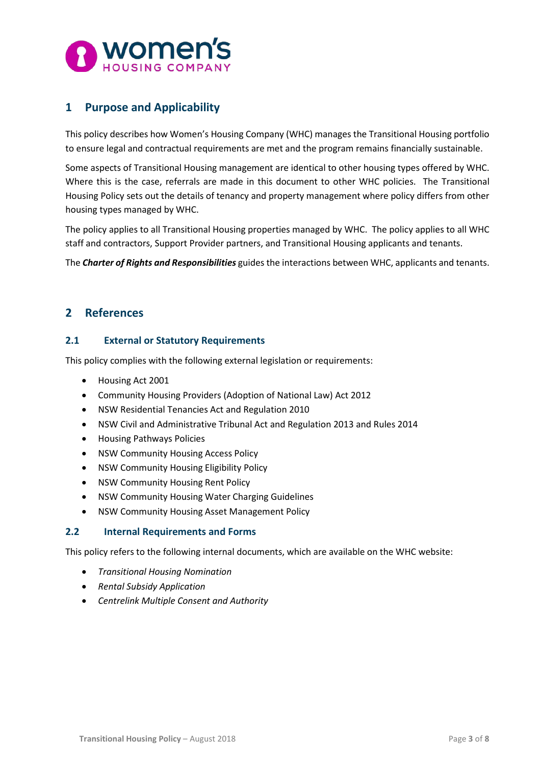## 1 Purpose and Applicability

This policy describes how Women's Housing Company (WHC) manages the Transitional Housing portfolio to ensure legal and contractual requirements are met and the program remains financially sustainable.

Some aspects of Transitional Housing management are identical to other housing types offered by WHC. Where this is the case, referrals are made in this document to other WHC policies. The Transitional Housing Policy sets out the details of tenancy and property management where policy differs from other housing types managed by WHC.

The policy applies to all Transitional Housing properties managed by WHC. The policy applies to all WHC staff and contractors, Support Provider partners, and Transitional Housing applicants and tenants.

The ***Charter of Rights and Responsibilities*** guides the interactions between WHC, applicants and tenants.

## 2 References

### 2.1 External or Statutory Requirements

This policy complies with the following external legislation or requirements:

- Housing Act 2001
- Community Housing Providers (Adoption of National Law) Act 2012
- NSW Residential Tenancies Act and Regulation 2010
- NSW Civil and Administrative Tribunal Act and Regulation 2013 and Rules 2014
- Housing Pathways Policies
- NSW Community Housing Access Policy
- NSW Community Housing Eligibility Policy
- NSW Community Housing Rent Policy
- NSW Community Housing Water Charging Guidelines
- NSW Community Housing Asset Management Policy

### 2.2 Internal Requirements and Forms

This policy refers to the following internal documents, which are available on the WHC website:

- *Transitional Housing Nomination*
- *Rental Subsidy Application*
- *Centrelink Multiple Consent and Authority*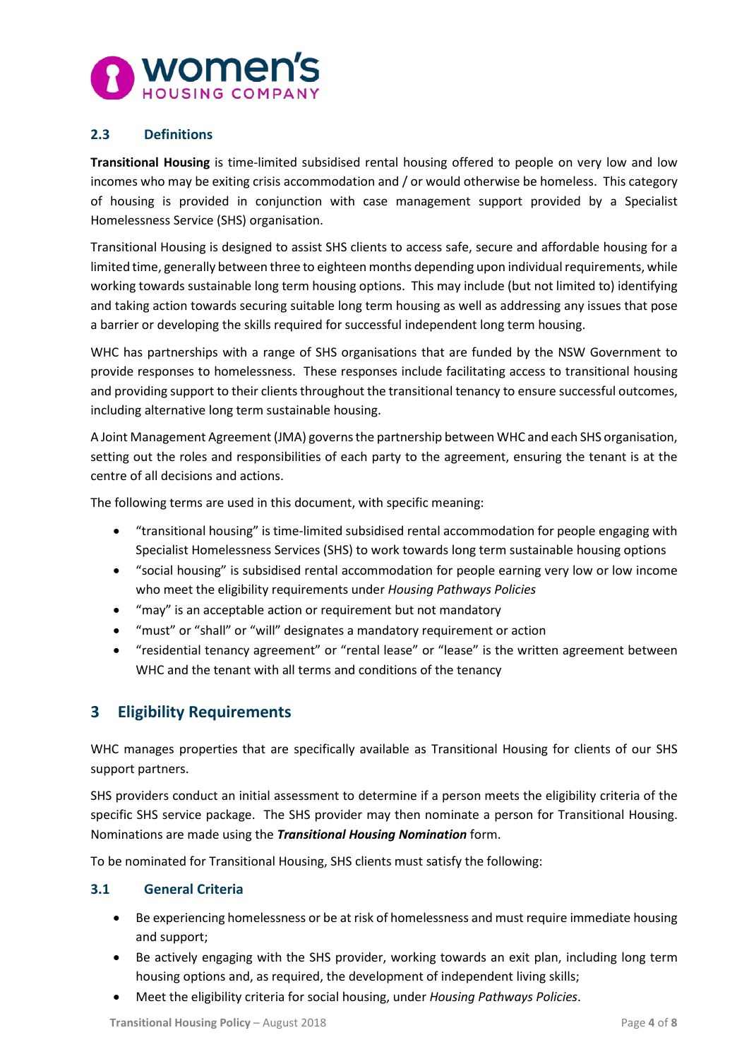### 2.3 Definitions

**Transitional Housing** is time-limited subsidised rental housing offered to people on very low and low incomes who may be exiting crisis accommodation and / or would otherwise be homeless. This category of housing is provided in conjunction with case management support provided by a Specialist Homelessness Service (SHS) organisation.

Transitional Housing is designed to assist SHS clients to access safe, secure and affordable housing for a limited time, generally between three to eighteen months depending upon individual requirements, while working towards sustainable long term housing options. This may include (but not limited to) identifying and taking action towards securing suitable long term housing as well as addressing any issues that pose a barrier or developing the skills required for successful independent long term housing.

WHC has partnerships with a range of SHS organisations that are funded by the NSW Government to provide responses to homelessness. These responses include facilitating access to transitional housing and providing support to their clients throughout the transitional tenancy to ensure successful outcomes, including alternative long term sustainable housing.

A Joint Management Agreement (JMA) governs the partnership between WHC and each SHS organisation, setting out the roles and responsibilities of each party to the agreement, ensuring the tenant is at the centre of all decisions and actions.

The following terms are used in this document, with specific meaning:

- "transitional housing" is time-limited subsidised rental accommodation for people engaging with Specialist Homelessness Services (SHS) to work towards long term sustainable housing options
- "social housing" is subsidised rental accommodation for people earning very low or low income who meet the eligibility requirements under *Housing Pathways Policies*
- "may" is an acceptable action or requirement but not mandatory
- "must" or "shall" or "will" designates a mandatory requirement or action
- "residential tenancy agreement" or "rental lease" or "lease" is the written agreement between WHC and the tenant with all terms and conditions of the tenancy

## 3 Eligibility Requirements

WHC manages properties that are specifically available as Transitional Housing for clients of our SHS support partners.

SHS providers conduct an initial assessment to determine if a person meets the eligibility criteria of the specific SHS service package. The SHS provider may then nominate a person for Transitional Housing. Nominations are made using the ***Transitional Housing Nomination*** form.

To be nominated for Transitional Housing, SHS clients must satisfy the following:

### 3.1 General Criteria

- Be experiencing homelessness or be at risk of homelessness and must require immediate housing and support;
- Be actively engaging with the SHS provider, working towards an exit plan, including long term housing options and, as required, the development of independent living skills;
- Meet the eligibility criteria for social housing, under *Housing Pathways Policies*.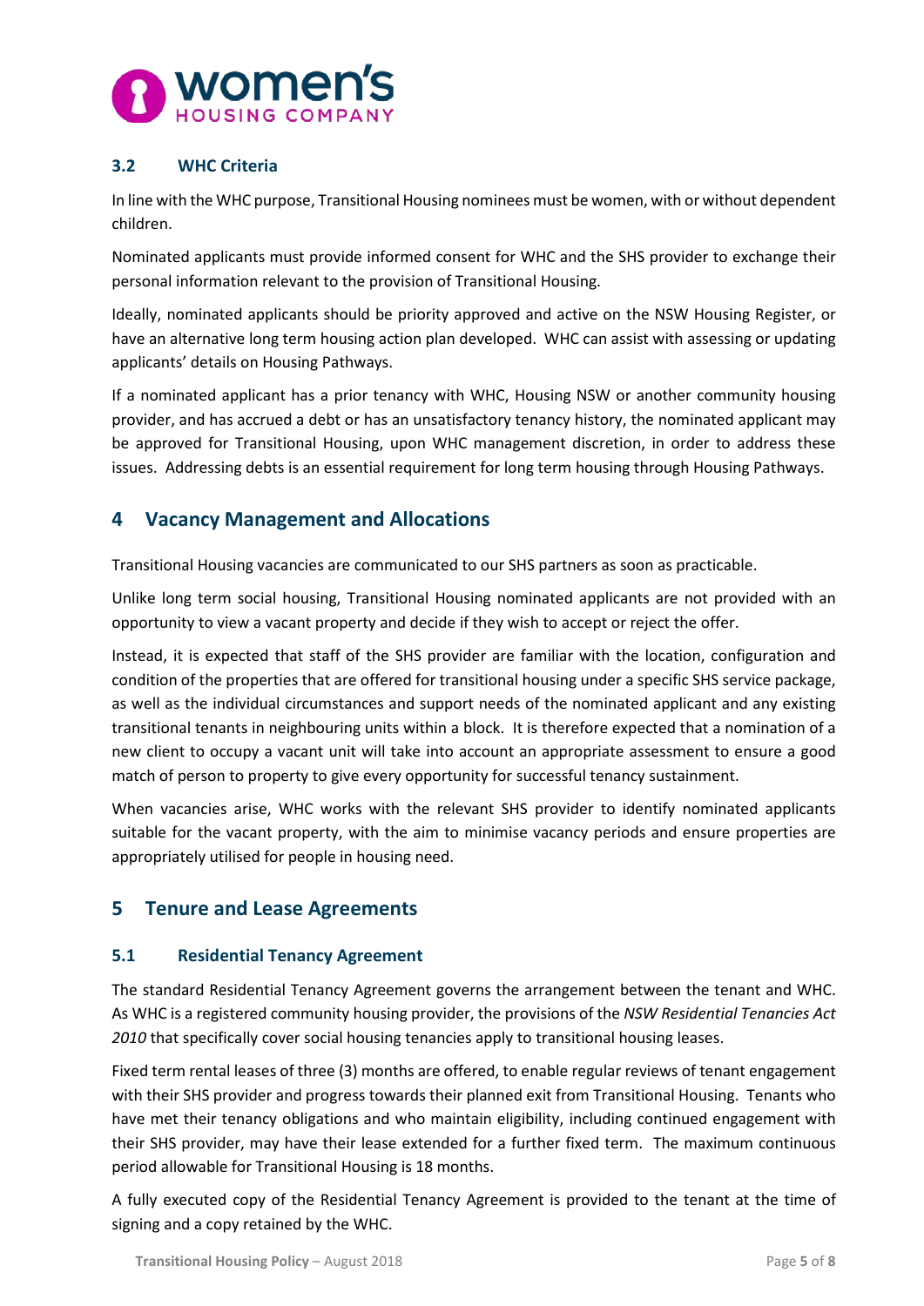### 3.2 WHC Criteria

In line with the WHC purpose, Transitional Housing nominees must be women, with or without dependent children.

Nominated applicants must provide informed consent for WHC and the SHS provider to exchange their personal information relevant to the provision of Transitional Housing.

Ideally, nominated applicants should be priority approved and active on the NSW Housing Register, or have an alternative long term housing action plan developed. WHC can assist with assessing or updating applicants' details on Housing Pathways.

If a nominated applicant has a prior tenancy with WHC, Housing NSW or another community housing provider, and has accrued a debt or has an unsatisfactory tenancy history, the nominated applicant may be approved for Transitional Housing, upon WHC management discretion, in order to address these issues. Addressing debts is an essential requirement for long term housing through Housing Pathways.

## 4 Vacancy Management and Allocations

Transitional Housing vacancies are communicated to our SHS partners as soon as practicable.

Unlike long term social housing, Transitional Housing nominated applicants are not provided with an opportunity to view a vacant property and decide if they wish to accept or reject the offer.

Instead, it is expected that staff of the SHS provider are familiar with the location, configuration and condition of the properties that are offered for transitional housing under a specific SHS service package, as well as the individual circumstances and support needs of the nominated applicant and any existing transitional tenants in neighbouring units within a block. It is therefore expected that a nomination of a new client to occupy a vacant unit will take into account an appropriate assessment to ensure a good match of person to property to give every opportunity for successful tenancy sustainment.

When vacancies arise, WHC works with the relevant SHS provider to identify nominated applicants suitable for the vacant property, with the aim to minimise vacancy periods and ensure properties are appropriately utilised for people in housing need.

## 5 Tenure and Lease Agreements

### 5.1 Residential Tenancy Agreement

The standard Residential Tenancy Agreement governs the arrangement between the tenant and WHC. As WHC is a registered community housing provider, the provisions of the *NSW Residential Tenancies Act 2010* that specifically cover social housing tenancies apply to transitional housing leases.

Fixed term rental leases of three (3) months are offered, to enable regular reviews of tenant engagement with their SHS provider and progress towards their planned exit from Transitional Housing. Tenants who have met their tenancy obligations and who maintain eligibility, including continued engagement with their SHS provider, may have their lease extended for a further fixed term. The maximum continuous period allowable for Transitional Housing is 18 months.

A fully executed copy of the Residential Tenancy Agreement is provided to the tenant at the time of signing and a copy retained by the WHC.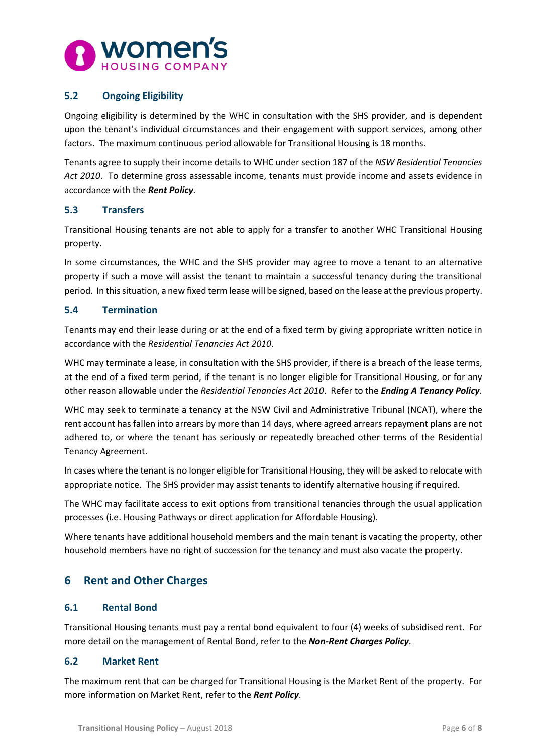### 5.2 Ongoing Eligibility

Ongoing eligibility is determined by the WHC in consultation with the SHS provider, and is dependent upon the tenant's individual circumstances and their engagement with support services, among other factors. The maximum continuous period allowable for Transitional Housing is 18 months.

Tenants agree to supply their income details to WHC under section 187 of the *NSW Residential Tenancies Act 2010*. To determine gross assessable income, tenants must provide income and assets evidence in accordance with the ***Rent Policy***.

### 5.3 Transfers

Transitional Housing tenants are not able to apply for a transfer to another WHC Transitional Housing property.

In some circumstances, the WHC and the SHS provider may agree to move a tenant to an alternative property if such a move will assist the tenant to maintain a successful tenancy during the transitional period. In this situation, a new fixed term lease will be signed, based on the lease at the previous property.

### 5.4 Termination

Tenants may end their lease during or at the end of a fixed term by giving appropriate written notice in accordance with the *Residential Tenancies Act 2010*.

WHC may terminate a lease, in consultation with the SHS provider, if there is a breach of the lease terms, at the end of a fixed term period, if the tenant is no longer eligible for Transitional Housing, or for any other reason allowable under the *Residential Tenancies Act 2010*. Refer to the ***Ending A Tenancy Policy***.

WHC may seek to terminate a tenancy at the NSW Civil and Administrative Tribunal (NCAT), where the rent account has fallen into arrears by more than 14 days, where agreed arrears repayment plans are not adhered to, or where the tenant has seriously or repeatedly breached other terms of the Residential Tenancy Agreement.

In cases where the tenant is no longer eligible for Transitional Housing, they will be asked to relocate with appropriate notice. The SHS provider may assist tenants to identify alternative housing if required.

The WHC may facilitate access to exit options from transitional tenancies through the usual application processes (i.e. Housing Pathways or direct application for Affordable Housing).

Where tenants have additional household members and the main tenant is vacating the property, other household members have no right of succession for the tenancy and must also vacate the property.

## 6 Rent and Other Charges

### 6.1 Rental Bond

Transitional Housing tenants must pay a rental bond equivalent to four (4) weeks of subsidised rent. For more detail on the management of Rental Bond, refer to the ***Non-Rent Charges Policy***.

### 6.2 Market Rent

The maximum rent that can be charged for Transitional Housing is the Market Rent of the property. For more information on Market Rent, refer to the ***Rent Policy***.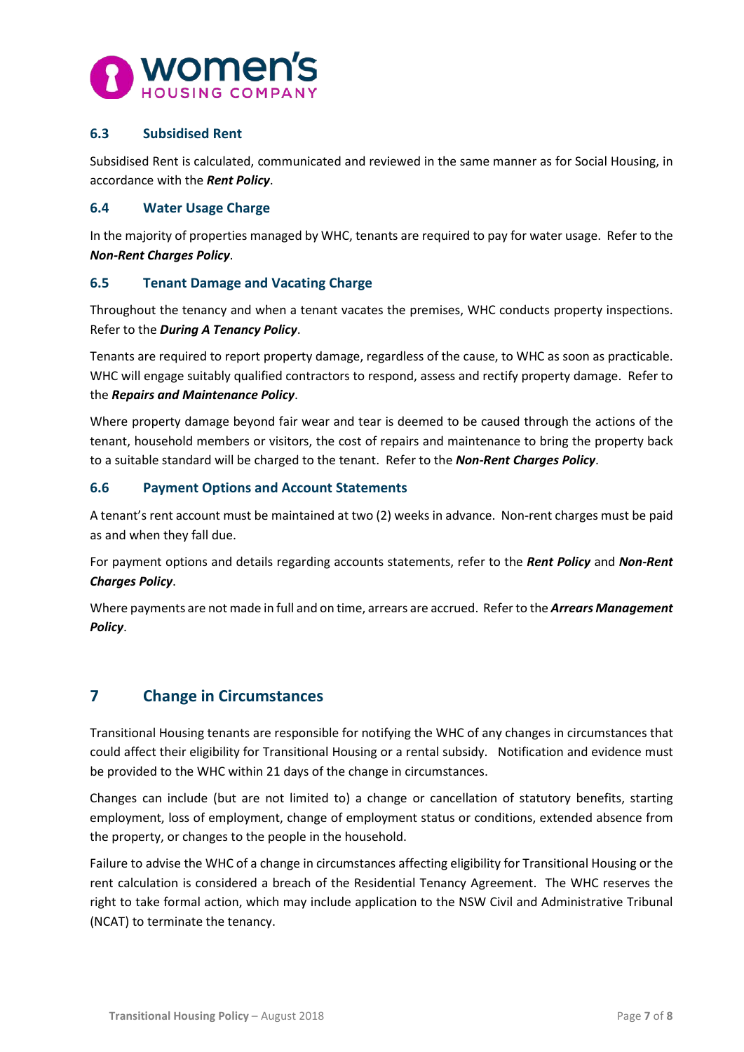### 6.3 Subsidised Rent

Subsidised Rent is calculated, communicated and reviewed in the same manner as for Social Housing, in accordance with the ***Rent Policy***.

### 6.4 Water Usage Charge

In the majority of properties managed by WHC, tenants are required to pay for water usage. Refer to the ***Non-Rent Charges Policy***.

### 6.5 Tenant Damage and Vacating Charge

Throughout the tenancy and when a tenant vacates the premises, WHC conducts property inspections. Refer to the ***During A Tenancy Policy***.

Tenants are required to report property damage, regardless of the cause, to WHC as soon as practicable. WHC will engage suitably qualified contractors to respond, assess and rectify property damage. Refer to the ***Repairs and Maintenance Policy***.

Where property damage beyond fair wear and tear is deemed to be caused through the actions of the tenant, household members or visitors, the cost of repairs and maintenance to bring the property back to a suitable standard will be charged to the tenant. Refer to the ***Non-Rent Charges Policy***.

### 6.6 Payment Options and Account Statements

A tenant's rent account must be maintained at two (2) weeks in advance. Non-rent charges must be paid as and when they fall due.

For payment options and details regarding accounts statements, refer to the ***Rent Policy*** and ***Non-Rent Charges Policy***.

Where payments are not made in full and on time, arrears are accrued. Refer to the ***Arrears Management Policy***.

## 7 Change in Circumstances

Transitional Housing tenants are responsible for notifying the WHC of any changes in circumstances that could affect their eligibility for Transitional Housing or a rental subsidy. Notification and evidence must be provided to the WHC within 21 days of the change in circumstances.

Changes can include (but are not limited to) a change or cancellation of statutory benefits, starting employment, loss of employment, change of employment status or conditions, extended absence from the property, or changes to the people in the household.

Failure to advise the WHC of a change in circumstances affecting eligibility for Transitional Housing or the rent calculation is considered a breach of the Residential Tenancy Agreement. The WHC reserves the right to take formal action, which may include application to the NSW Civil and Administrative Tribunal (NCAT) to terminate the tenancy.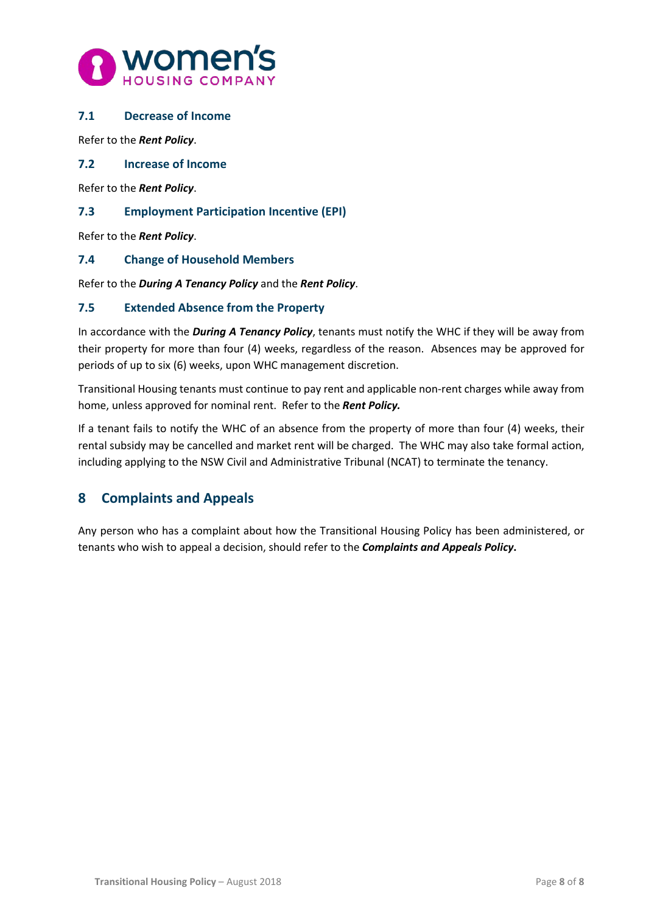### 7.1 Decrease of Income

Refer to the ***Rent Policy***.

### 7.2 Increase of Income

Refer to the ***Rent Policy***.

### 7.3 Employment Participation Incentive (EPI)

Refer to the ***Rent Policy***.

### 7.4 Change of Household Members

Refer to the ***During A Tenancy Policy*** and the ***Rent Policy***.

### 7.5 Extended Absence from the Property

In accordance with the ***During A Tenancy Policy***, tenants must notify the WHC if they will be away from their property for more than four (4) weeks, regardless of the reason. Absences may be approved for periods of up to six (6) weeks, upon WHC management discretion.

Transitional Housing tenants must continue to pay rent and applicable non-rent charges while away from home, unless approved for nominal rent. Refer to the ***Rent Policy.***

If a tenant fails to notify the WHC of an absence from the property of more than four (4) weeks, their rental subsidy may be cancelled and market rent will be charged. The WHC may also take formal action, including applying to the NSW Civil and Administrative Tribunal (NCAT) to terminate the tenancy.

## 8 Complaints and Appeals

Any person who has a complaint about how the Transitional Housing Policy has been administered, or tenants who wish to appeal a decision, should refer to the ***Complaints and Appeals Policy*.**